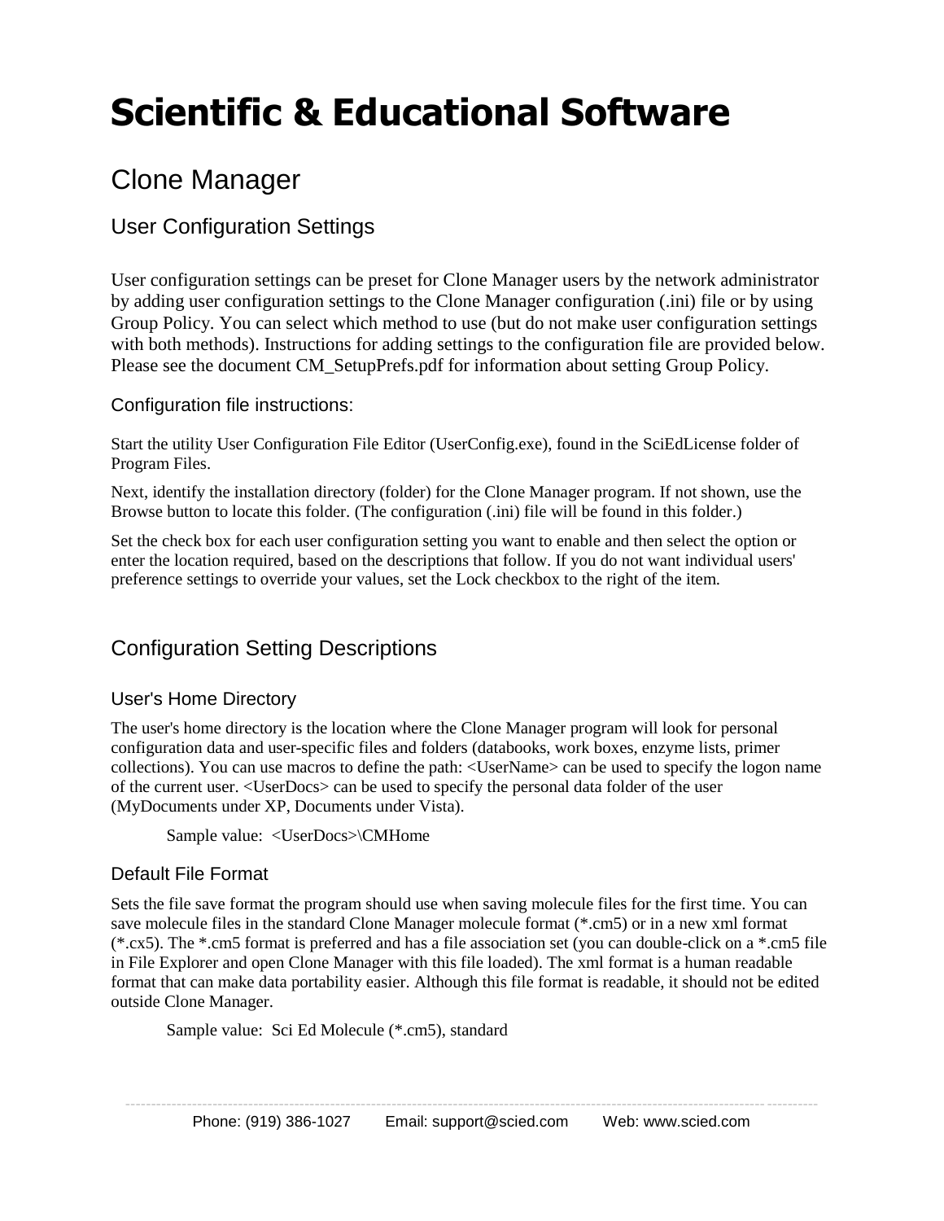# Scientific & Educational Software

## Clone Manager

### User Configuration Settings

User configuration settings can be preset for Clone Manager users by the network administrator by adding user configuration settings to the Clone Manager configuration (.ini) file or by using Group Policy. You can select which method to use (but do not make user configuration settings with both methods). Instructions for adding settings to the configuration file are provided below. Please see the document CM_SetupPrefs.pdf for information about setting Group Policy.

#### Configuration file instructions:

Start the utility User Configuration File Editor (UserConfig.exe), found in the SciEdLicense folder of Program Files.

Next, identify the installation directory (folder) for the Clone Manager program. If not shown, use the Browse button to locate this folder. (The configuration (.ini) file will be found in this folder.)

Set the check box for each user configuration setting you want to enable and then select the option or enter the location required, based on the descriptions that follow. If you do not want individual users' preference settings to override your values, set the Lock checkbox to the right of the item.

### Configuration Setting Descriptions

#### User's Home Directory

The user's home directory is the location where the Clone Manager program will look for personal configuration data and user-specific files and folders (databooks, work boxes, enzyme lists, primer collections). You can use macros to define the path: <UserName> can be used to specify the logon name of the current user. <UserDocs> can be used to specify the personal data folder of the user (MyDocuments under XP, Documents under Vista).

Sample value: <UserDocs>\CMHome

#### Default File Format

Sets the file save format the program should use when saving molecule files for the first time. You can save molecule files in the standard Clone Manager molecule format (*.cm5) or in a new xml format (*.cx5). The *.cm5 format is preferred and has a file association set (you can double-click on a *.cm5 file in File Explorer and open Clone Manager with this file loaded). The xml format is a human readable format that can make data portability easier. Although this file format is readable, it should not be edited outside Clone Manager.

Sample value: Sci Ed Molecule (*.cm5), standard

Phone: (919) 386-1027 Email: support@scied.com Web: www.scied.com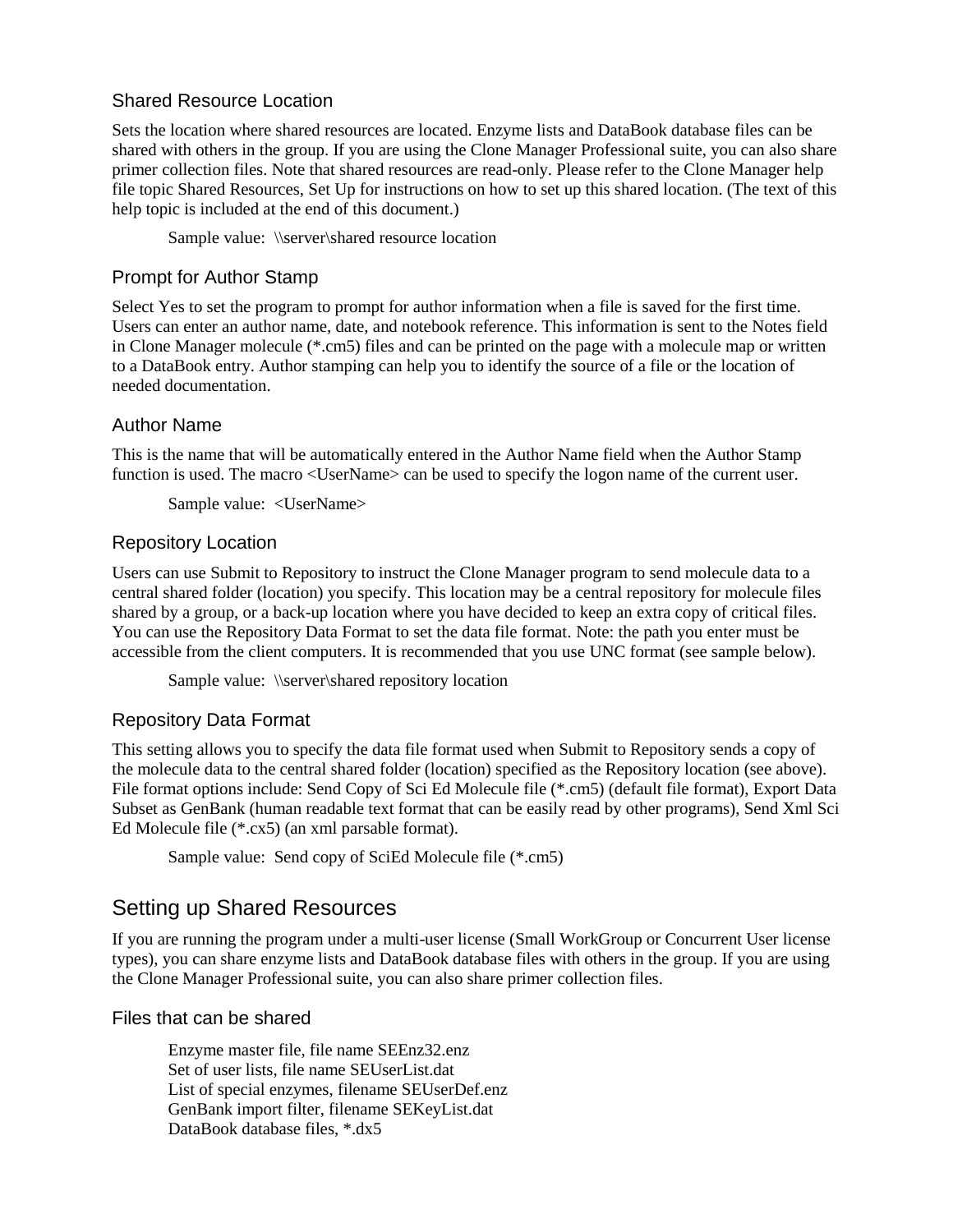### Shared Resource Location

Sets the location where shared resources are located. Enzyme lists and DataBook database files can be shared with others in the group. If you are using the Clone Manager Professional suite, you can also share primer collection files. Note that shared resources are read-only. Please refer to the Clone Manager help file topic Shared Resources, Set Up for instructions on how to set up this shared location. (The text of this help topic is included at the end of this document.)

> Sample value: \\server\shared resource location

### Prompt for Author Stamp

Select Yes to set the program to prompt for author information when a file is saved for the first time. Users can enter an author name, date, and notebook reference. This information is sent to the Notes field in Clone Manager molecule (*.cm5) files and can be printed on the page with a molecule map or written to a DataBook entry. Author stamping can help you to identify the source of a file or the location of needed documentation.

### Author Name

This is the name that will be automatically entered in the Author Name field when the Author Stamp function is used. The macro <UserName> can be used to specify the logon name of the current user.

> Sample value: <UserName>

### Repository Location

Users can use Submit to Repository to instruct the Clone Manager program to send molecule data to a central shared folder (location) you specify. This location may be a central repository for molecule files shared by a group, or a back-up location where you have decided to keep an extra copy of critical files. You can use the Repository Data Format to set the data file format. Note: the path you enter must be accessible from the client computers. It is recommended that you use UNC format (see sample below).

> Sample value: \\server\shared repository location

### Repository Data Format

This setting allows you to specify the data file format used when Submit to Repository sends a copy of the molecule data to the central shared folder (location) specified as the Repository location (see above). File format options include: Send Copy of Sci Ed Molecule file (*.cm5) (default file format), Export Data Subset as GenBank (human readable text format that can be easily read by other programs), Send Xml Sci Ed Molecule file (*.cx5) (an xml parsable format).

> Sample value: Send copy of SciEd Molecule file (*.cm5)

## Setting up Shared Resources

If you are running the program under a multi-user license (Small WorkGroup or Concurrent User license types), you can share enzyme lists and DataBook database files with others in the group. If you are using the Clone Manager Professional suite, you can also share primer collection files.

### Files that can be shared

> Enzyme master file, file name SEEnz32.enz
> Set of user lists, file name SEUserList.dat
> List of special enzymes, filename SEUserDef.enz
> GenBank import filter, filename SEKeyList.dat
> DataBook database files, *.dx5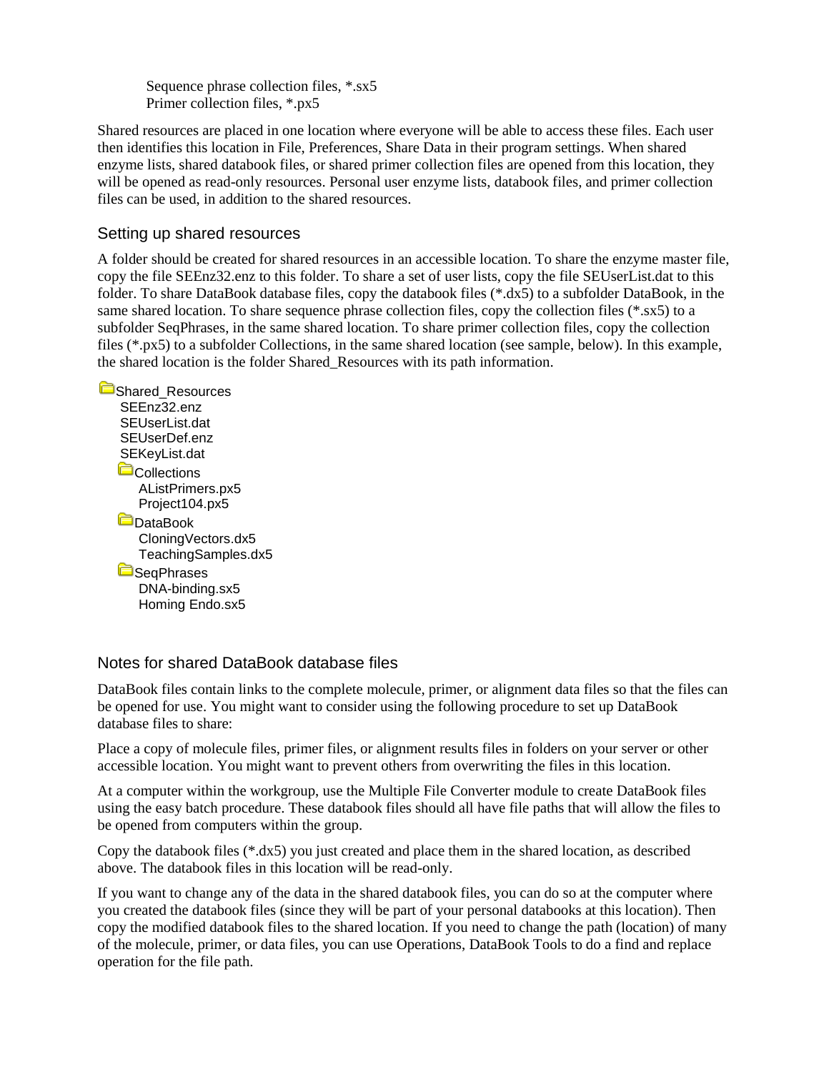Sequence phrase collection files, *.sx5
Primer collection files, *.px5

Shared resources are placed in one location where everyone will be able to access these files. Each user then identifies this location in File, Preferences, Share Data in their program settings. When shared enzyme lists, shared databook files, or shared primer collection files are opened from this location, they will be opened as read-only resources. Personal user enzyme lists, databook files, and primer collection files can be used, in addition to the shared resources.

## Setting up shared resources

A folder should be created for shared resources in an accessible location. To share the enzyme master file, copy the file SEEnz32.enz to this folder. To share a set of user lists, copy the file SEUserList.dat to this folder. To share DataBook database files, copy the databook files (*.dx5) to a subfolder DataBook, in the same shared location. To share sequence phrase collection files, copy the collection files (*.sx5) to a subfolder SeqPhrases, in the same shared location. To share primer collection files, copy the collection files (*.px5) to a subfolder Collections, in the same shared location (see sample, below). In this example, the shared location is the folder Shared_Resources with its path information.

```
Shared_Resources
    SEEnz32.enz
    SEUserList.dat
    SEUserDef.enz
    SEKeyList.dat
    Collections
        AListPrimers.px5
        Project104.px5
    DataBook
        CloningVectors.dx5
        TeachingSamples.dx5
    SeqPhrases
        DNA-binding.sx5
        Homing Endo.sx5
```

## Notes for shared DataBook database files

DataBook files contain links to the complete molecule, primer, or alignment data files so that the files can be opened for use. You might want to consider using the following procedure to set up DataBook database files to share:

Place a copy of molecule files, primer files, or alignment results files in folders on your server or other accessible location. You might want to prevent others from overwriting the files in this location.

At a computer within the workgroup, use the Multiple File Converter module to create DataBook files using the easy batch procedure. These databook files should all have file paths that will allow the files to be opened from computers within the group.

Copy the databook files (*.dx5) you just created and place them in the shared location, as described above. The databook files in this location will be read-only.

If you want to change any of the data in the shared databook files, you can do so at the computer where you created the databook files (since they will be part of your personal databooks at this location). Then copy the modified databook files to the shared location. If you need to change the path (location) of many of the molecule, primer, or data files, you can use Operations, DataBook Tools to do a find and replace operation for the file path.